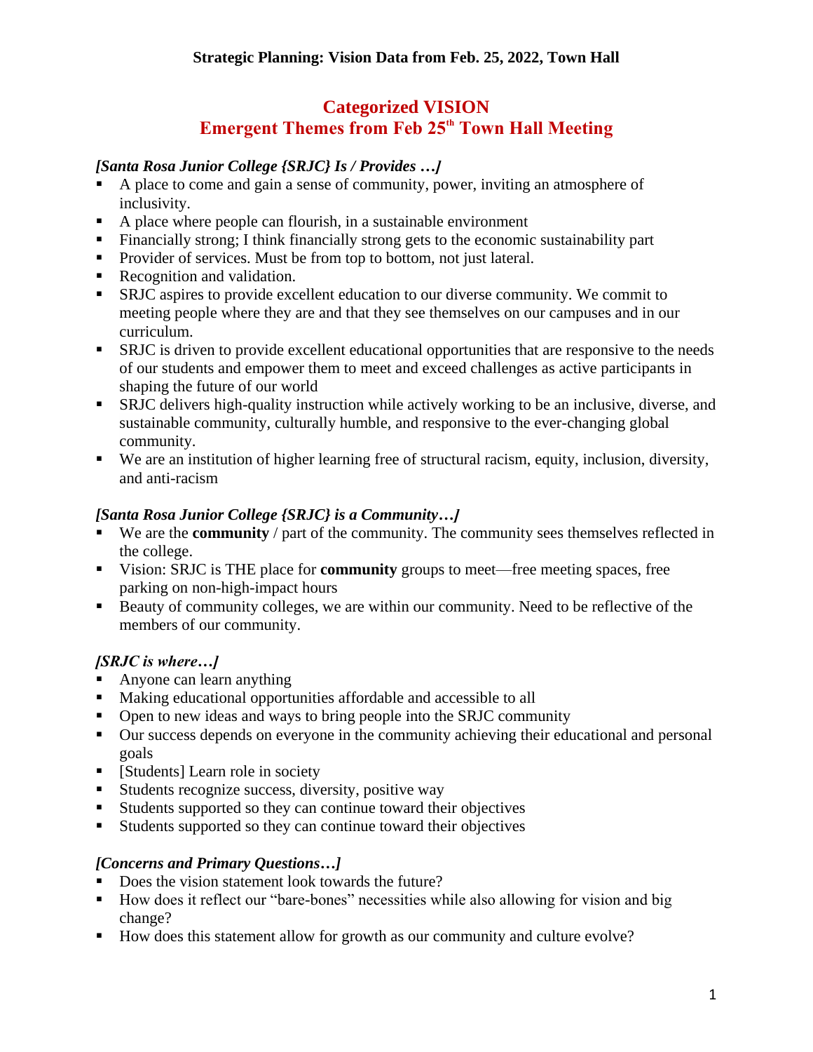## Strategic Planning: Vision Data from Feb. 25, 2022, Town Hall

# Categorized VISION
# Emergent Themes from Feb 25th Town Hall Meeting

***[Santa Rosa Junior College {SRJC} Is / Provides …]***

- A place to come and gain a sense of community, power, inviting an atmosphere of inclusivity.
- A place where people can flourish, in a sustainable environment
- Financially strong; I think financially strong gets to the economic sustainability part
- Provider of services. Must be from top to bottom, not just lateral.
- Recognition and validation.
- SRJC aspires to provide excellent education to our diverse community. We commit to meeting people where they are and that they see themselves on our campuses and in our curriculum.
- SRJC is driven to provide excellent educational opportunities that are responsive to the needs of our students and empower them to meet and exceed challenges as active participants in shaping the future of our world
- SRJC delivers high-quality instruction while actively working to be an inclusive, diverse, and sustainable community, culturally humble, and responsive to the ever-changing global community.
- We are an institution of higher learning free of structural racism, equity, inclusion, diversity, and anti-racism

***[Santa Rosa Junior College {SRJC} is a Community…]***

- We are the **community** / part of the community. The community sees themselves reflected in the college.
- Vision: SRJC is THE place for **community** groups to meet—free meeting spaces, free parking on non-high-impact hours
- Beauty of community colleges, we are within our community. Need to be reflective of the members of our community.

***[SRJC is where…]***

- Anyone can learn anything
- Making educational opportunities affordable and accessible to all
- Open to new ideas and ways to bring people into the SRJC community
- Our success depends on everyone in the community achieving their educational and personal goals
- [Students] Learn role in society
- Students recognize success, diversity, positive way
- Students supported so they can continue toward their objectives
- Students supported so they can continue toward their objectives

***[Concerns and Primary Questions…]***

- Does the vision statement look towards the future?
- How does it reflect our "bare-bones" necessities while also allowing for vision and big change?
- How does this statement allow for growth as our community and culture evolve?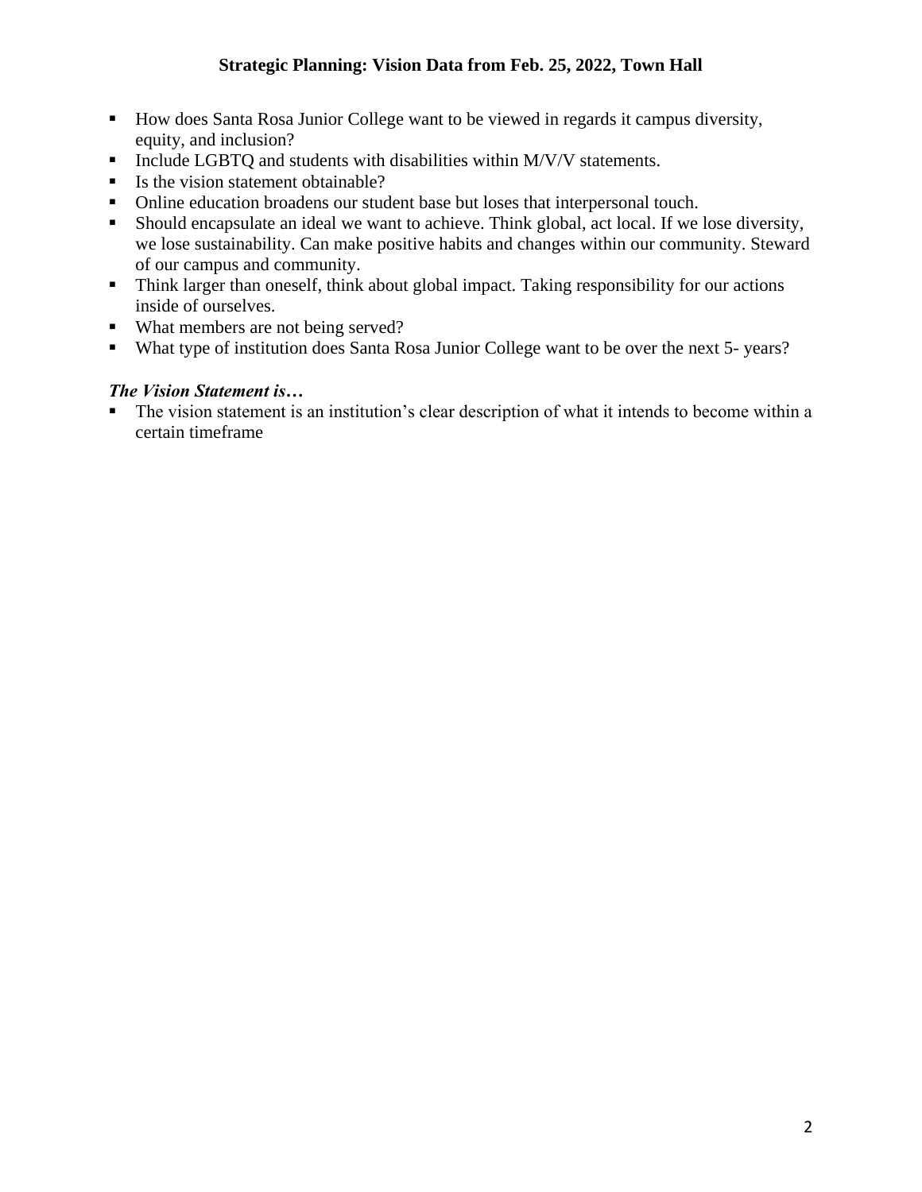## Strategic Planning: Vision Data from Feb. 25, 2022, Town Hall

- How does Santa Rosa Junior College want to be viewed in regards it campus diversity, equity, and inclusion?
- Include LGBTQ and students with disabilities within M/V/V statements.
- Is the vision statement obtainable?
- Online education broadens our student base but loses that interpersonal touch.
- Should encapsulate an ideal we want to achieve. Think global, act local. If we lose diversity, we lose sustainability. Can make positive habits and changes within our community. Steward of our campus and community.
- Think larger than oneself, think about global impact. Taking responsibility for our actions inside of ourselves.
- What members are not being served?
- What type of institution does Santa Rosa Junior College want to be over the next 5- years?

### *The Vision Statement is…*

- The vision statement is an institution's clear description of what it intends to become within a certain timeframe